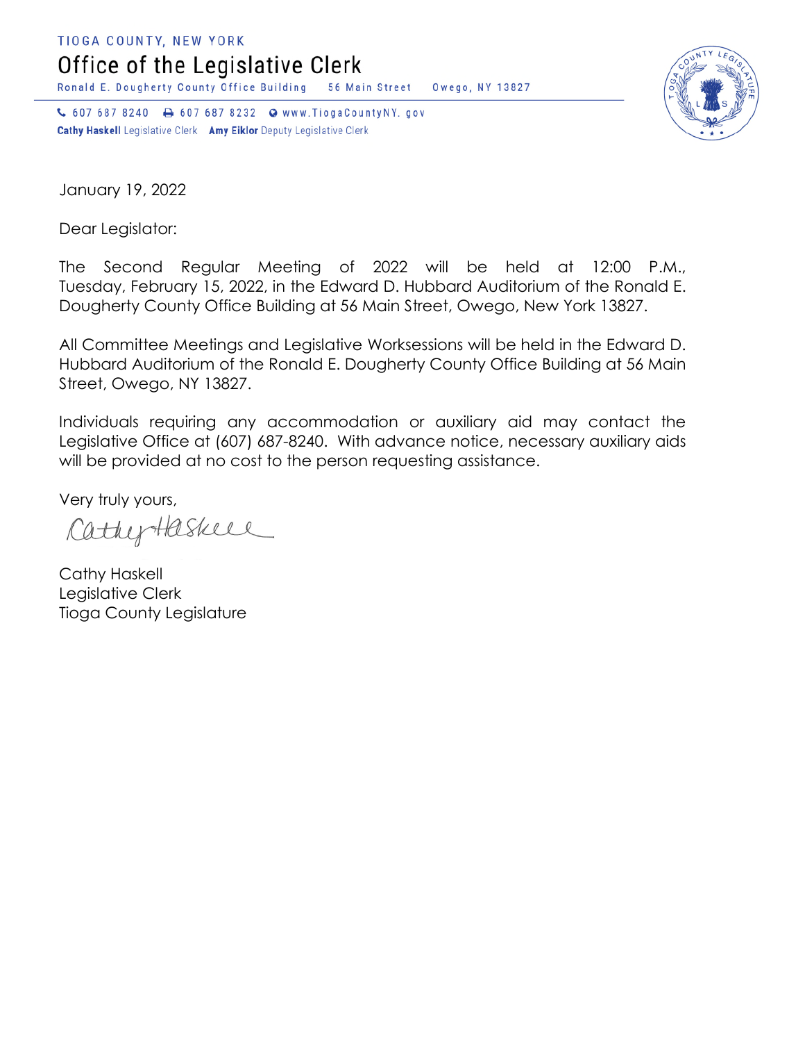TIOGA COUNTY, NEW YORK

# Office of the Legislative Clerk

Ronald E. Dougherty County Office Building 56 Main Street Owego, NY 13827

607 687 8240 607 687 8232 www.TiogaCountyNY.gov

**Cathy Haskell** Legislative Clerk **Amy Eiklor** Deputy Legislative Clerk

January 19, 2022

Dear Legislator:

The Second Regular Meeting of 2022 will be held at 12:00 P.M., Tuesday, February 15, 2022, in the Edward D. Hubbard Auditorium of the Ronald E. Dougherty County Office Building at 56 Main Street, Owego, New York 13827.

All Committee Meetings and Legislative Worksessions will be held in the Edward D. Hubbard Auditorium of the Ronald E. Dougherty County Office Building at 56 Main Street, Owego, NY 13827.

Individuals requiring any accommodation or auxiliary aid may contact the Legislative Office at (607) 687-8240. With advance notice, necessary auxiliary aids will be provided at no cost to the person requesting assistance.

Very truly yours,

Cathy Haskell

Cathy Haskell
Legislative Clerk
Tioga County Legislature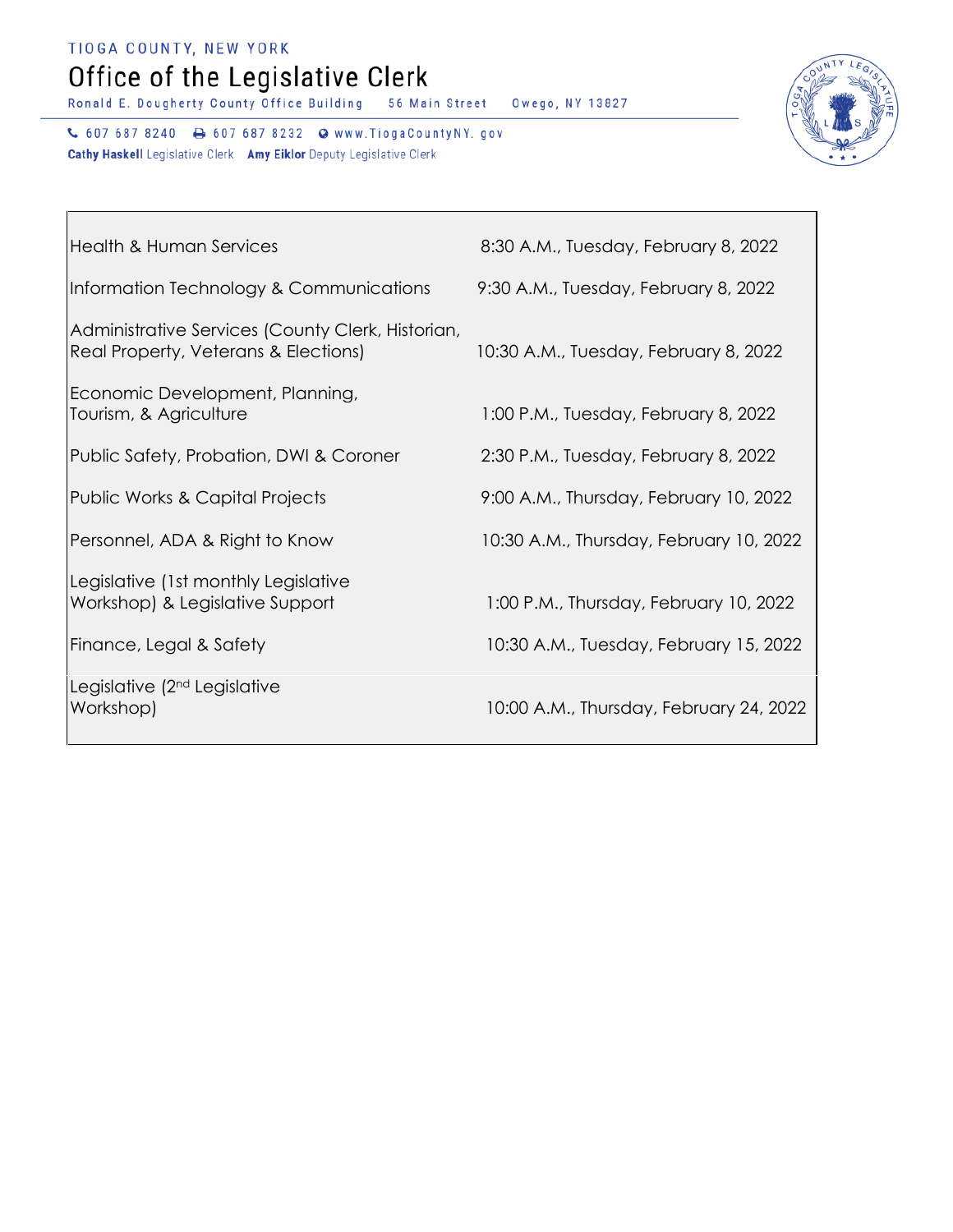TIOGA COUNTY, NEW YORK

# Office of the Legislative Clerk

Ronald E. Dougherty County Office Building 56 Main Street Owego, NY 13827

607 687 8240 607 687 8232 www.TiogaCountyNY.gov

**Cathy Haskell** Legislative Clerk **Amy Eiklor** Deputy Legislative Clerk

| | |
|---|---|
| Health & Human Services | 8:30 A.M., Tuesday, February 8, 2022 |
| Information Technology & Communications | 9:30 A.M., Tuesday, February 8, 2022 |
| Administrative Services (County Clerk, Historian, Real Property, Veterans & Elections) | 10:30 A.M., Tuesday, February 8, 2022 |
| Economic Development, Planning, Tourism, & Agriculture | 1:00 P.M., Tuesday, February 8, 2022 |
| Public Safety, Probation, DWI & Coroner | 2:30 P.M., Tuesday, February 8, 2022 |
| Public Works & Capital Projects | 9:00 A.M., Thursday, February 10, 2022 |
| Personnel, ADA & Right to Know | 10:30 A.M., Thursday, February 10, 2022 |
| Legislative (1st monthly Legislative Workshop) & Legislative Support | 1:00 P.M., Thursday, February 10, 2022 |
| Finance, Legal & Safety | 10:30 A.M., Tuesday, February 15, 2022 |
| Legislative (2nd Legislative Workshop) | 10:00 A.M., Thursday, February 24, 2022 |